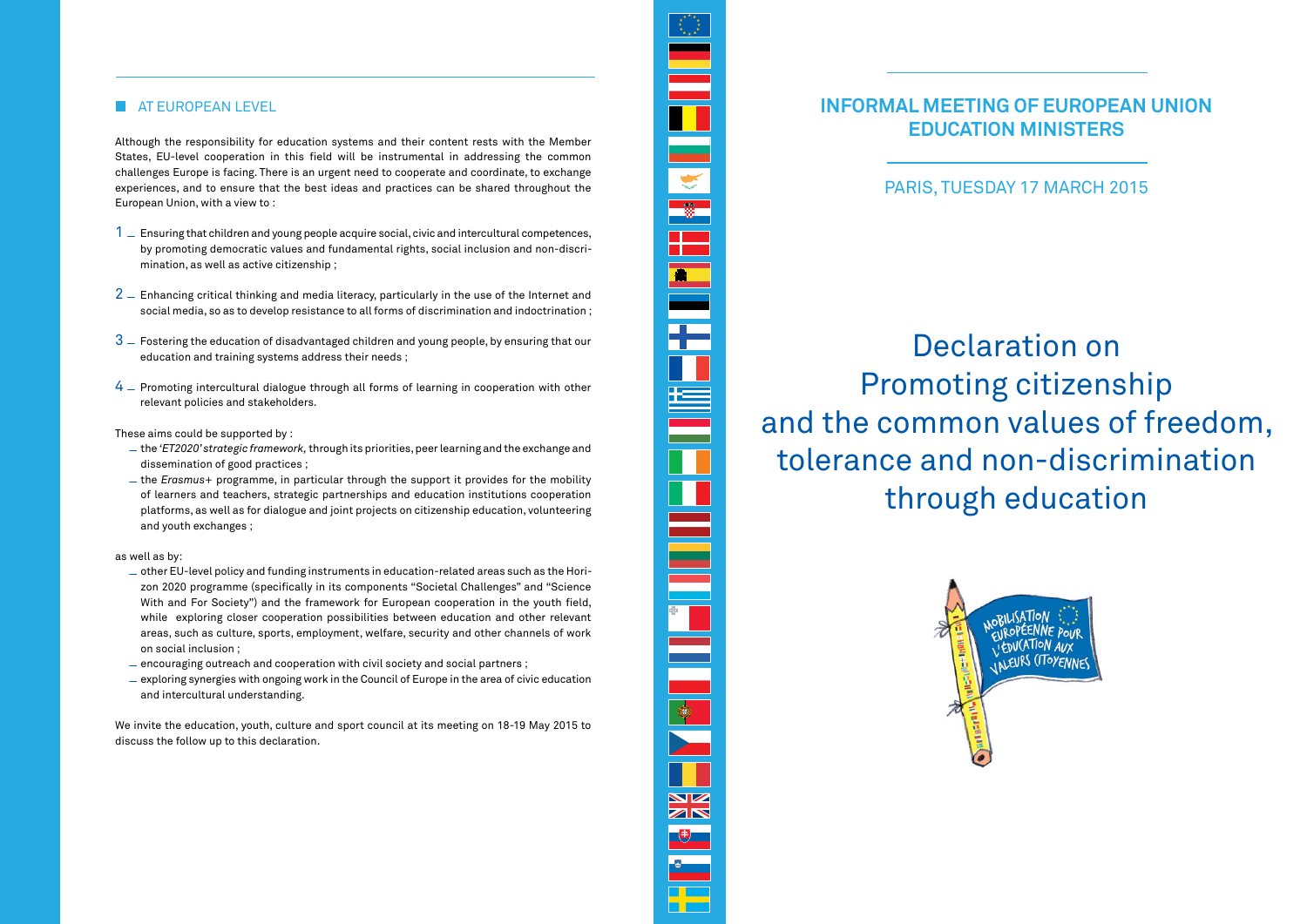## AT EUROPEAN LEVEL

Although the responsibility for education systems and their content rests with the Member States, EU-level cooperation in this field will be instrumental in addressing the common challenges Europe is facing. There is an urgent need to cooperate and coordinate, to exchange experiences, and to ensure that the best ideas and practices can be shared throughout the European Union, with a view to :

1 _ Ensuring that children and young people acquire social, civic and intercultural competences, by promoting democratic values and fundamental rights, social inclusion and non-discrimination, as well as active citizenship ;

2 _ Enhancing critical thinking and media literacy, particularly in the use of the Internet and social media, so as to develop resistance to all forms of discrimination and indoctrination ;

3 _ Fostering the education of disadvantaged children and young people, by ensuring that our education and training systems address their needs ;

4 _ Promoting intercultural dialogue through all forms of learning in cooperation with other relevant policies and stakeholders.

These aims could be supported by :

- the *'ET2020' strategic framework,* through its priorities, peer learning and the exchange and dissemination of good practices ;
- the *Erasmus+* programme, in particular through the support it provides for the mobility of learners and teachers, strategic partnerships and education institutions cooperation platforms, as well as for dialogue and joint projects on citizenship education, volunteering and youth exchanges ;

as well as by:

- other EU-level policy and funding instruments in education-related areas such as the Horizon 2020 programme (specifically in its components "Societal Challenges" and "Science With and For Society") and the framework for European cooperation in the youth field, while exploring closer cooperation possibilities between education and other relevant areas, such as culture, sports, employment, welfare, security and other channels of work on social inclusion ;
- encouraging outreach and cooperation with civil society and social partners ;
- exploring synergies with ongoing work in the Council of Europe in the area of civic education and intercultural understanding.

We invite the education, youth, culture and sport council at its meeting on 18-19 May 2015 to discuss the follow up to this declaration.

## INFORMAL MEETING OF EUROPEAN UNION EDUCATION MINISTERS

PARIS, TUESDAY 17 MARCH 2015

# Declaration on Promoting citizenship and the common values of freedom, tolerance and non-discrimination through education

MOBILISATION EUROPÉENNE POUR L'ÉDUCATION AUX VALEURS CITOYENNES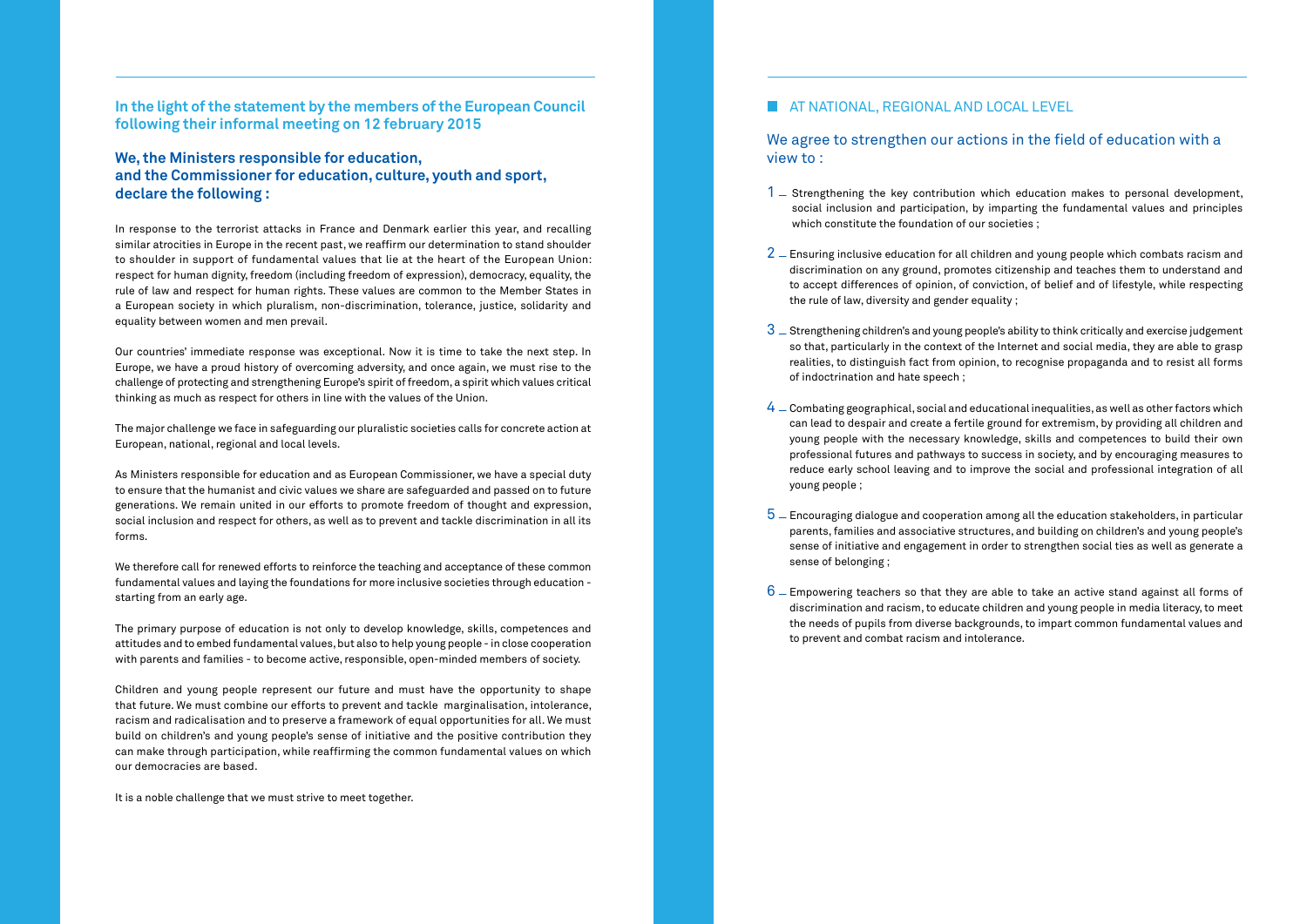## In the light of the statement by the members of the European Council following their informal meeting on 12 february 2015

## We, the Ministers responsible for education, and the Commissioner for education, culture, youth and sport, declare the following :

In response to the terrorist attacks in France and Denmark earlier this year, and recalling similar atrocities in Europe in the recent past, we reaffirm our determination to stand shoulder to shoulder in support of fundamental values that lie at the heart of the European Union: respect for human dignity, freedom (including freedom of expression), democracy, equality, the rule of law and respect for human rights. These values are common to the Member States in a European society in which pluralism, non-discrimination, tolerance, justice, solidarity and equality between women and men prevail.

Our countries' immediate response was exceptional. Now it is time to take the next step. In Europe, we have a proud history of overcoming adversity, and once again, we must rise to the challenge of protecting and strengthening Europe's spirit of freedom, a spirit which values critical thinking as much as respect for others in line with the values of the Union.

The major challenge we face in safeguarding our pluralistic societies calls for concrete action at European, national, regional and local levels.

As Ministers responsible for education and as European Commissioner, we have a special duty to ensure that the humanist and civic values we share are safeguarded and passed on to future generations. We remain united in our efforts to promote freedom of thought and expression, social inclusion and respect for others, as well as to prevent and tackle discrimination in all its forms.

We therefore call for renewed efforts to reinforce the teaching and acceptance of these common fundamental values and laying the foundations for more inclusive societies through education - starting from an early age.

The primary purpose of education is not only to develop knowledge, skills, competences and attitudes and to embed fundamental values, but also to help young people - in close cooperation with parents and families - to become active, responsible, open-minded members of society.

Children and young people represent our future and must have the opportunity to shape that future. We must combine our efforts to prevent and tackle marginalisation, intolerance, racism and radicalisation and to preserve a framework of equal opportunities for all. We must build on children's and young people's sense of initiative and the positive contribution they can make through participation, while reaffirming the common fundamental values on which our democracies are based.

It is a noble challenge that we must strive to meet together.

## AT NATIONAL, REGIONAL AND LOCAL LEVEL

### We agree to strengthen our actions in the field of education with a view to :

1 _ Strengthening the key contribution which education makes to personal development, social inclusion and participation, by imparting the fundamental values and principles which constitute the foundation of our societies ;

2 _ Ensuring inclusive education for all children and young people which combats racism and discrimination on any ground, promotes citizenship and teaches them to understand and to accept differences of opinion, of conviction, of belief and of lifestyle, while respecting the rule of law, diversity and gender equality ;

3 _ Strengthening children's and young people's ability to think critically and exercise judgement so that, particularly in the context of the Internet and social media, they are able to grasp realities, to distinguish fact from opinion, to recognise propaganda and to resist all forms of indoctrination and hate speech ;

4 _ Combating geographical, social and educational inequalities, as well as other factors which can lead to despair and create a fertile ground for extremism, by providing all children and young people with the necessary knowledge, skills and competences to build their own professional futures and pathways to success in society, and by encouraging measures to reduce early school leaving and to improve the social and professional integration of all young people ;

5 _ Encouraging dialogue and cooperation among all the education stakeholders, in particular parents, families and associative structures, and building on children's and young people's sense of initiative and engagement in order to strengthen social ties as well as generate a sense of belonging ;

6 _ Empowering teachers so that they are able to take an active stand against all forms of discrimination and racism, to educate children and young people in media literacy, to meet the needs of pupils from diverse backgrounds, to impart common fundamental values and to prevent and combat racism and intolerance.